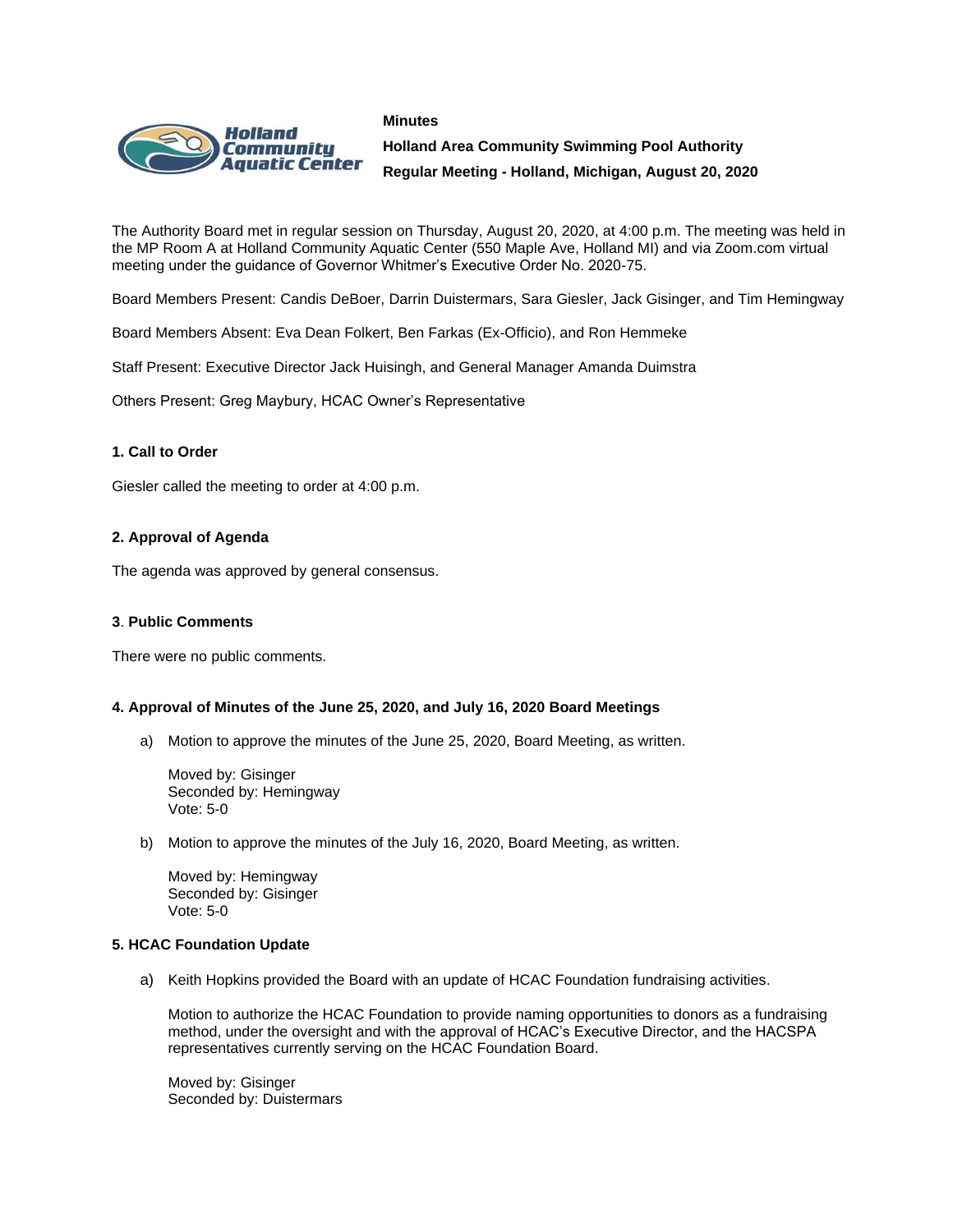**Minutes**

**Holland Area Community Swimming Pool Authority**

**Regular Meeting - Holland, Michigan, August 20, 2020**

The Authority Board met in regular session on Thursday, August 20, 2020, at 4:00 p.m. The meeting was held in the MP Room A at Holland Community Aquatic Center (550 Maple Ave, Holland MI) and via Zoom.com virtual meeting under the guidance of Governor Whitmer's Executive Order No. 2020-75.

Board Members Present: Candis DeBoer, Darrin Duistermars, Sara Giesler, Jack Gisinger, and Tim Hemingway

Board Members Absent: Eva Dean Folkert, Ben Farkas (Ex-Officio), and Ron Hemmeke

Staff Present: Executive Director Jack Huisingh, and General Manager Amanda Duimstra

Others Present: Greg Maybury, HCAC Owner's Representative

### 1. Call to Order

Giesler called the meeting to order at 4:00 p.m.

### 2. Approval of Agenda

The agenda was approved by general consensus.

### 3. Public Comments

There were no public comments.

### 4. Approval of Minutes of the June 25, 2020, and July 16, 2020 Board Meetings

a) Motion to approve the minutes of the June 25, 2020, Board Meeting, as written.

   Moved by: Gisinger
   Seconded by: Hemingway
   Vote: 5-0

b) Motion to approve the minutes of the July 16, 2020, Board Meeting, as written.

   Moved by: Hemingway
   Seconded by: Gisinger
   Vote: 5-0

### 5. HCAC Foundation Update

a) Keith Hopkins provided the Board with an update of HCAC Foundation fundraising activities.

   Motion to authorize the HCAC Foundation to provide naming opportunities to donors as a fundraising method, under the oversight and with the approval of HCAC's Executive Director, and the HACSPA representatives currently serving on the HCAC Foundation Board.

   Moved by: Gisinger
   Seconded by: Duistermars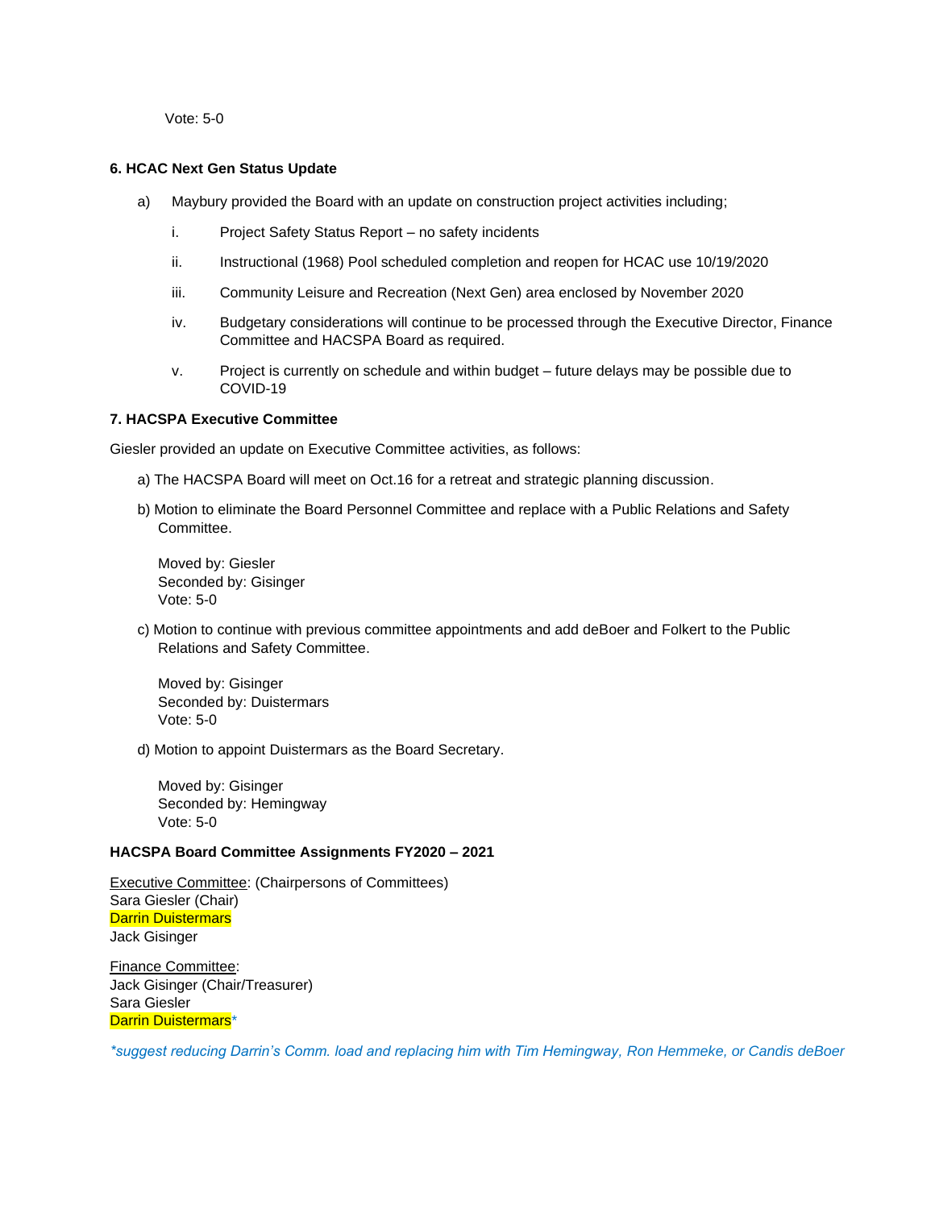Vote: 5-0

**6. HCAC Next Gen Status Update**

a) Maybury provided the Board with an update on construction project activities including;

   i. Project Safety Status Report – no safety incidents

   ii. Instructional (1968) Pool scheduled completion and reopen for HCAC use 10/19/2020

   iii. Community Leisure and Recreation (Next Gen) area enclosed by November 2020

   iv. Budgetary considerations will continue to be processed through the Executive Director, Finance Committee and HACSPA Board as required.

   v. Project is currently on schedule and within budget – future delays may be possible due to COVID-19

**7. HACSPA Executive Committee**

Giesler provided an update on Executive Committee activities, as follows:

a) The HACSPA Board will meet on Oct.16 for a retreat and strategic planning discussion.

b) Motion to eliminate the Board Personnel Committee and replace with a Public Relations and Safety Committee.

   Moved by: Giesler
   Seconded by: Gisinger
   Vote: 5-0

c) Motion to continue with previous committee appointments and add deBoer and Folkert to the Public Relations and Safety Committee.

   Moved by: Gisinger
   Seconded by: Duistermars
   Vote: 5-0

d) Motion to appoint Duistermars as the Board Secretary.

   Moved by: Gisinger
   Seconded by: Hemingway
   Vote: 5-0

**HACSPA Board Committee Assignments FY2020 – 2021**

Executive Committee: (Chairpersons of Committees)
Sara Giesler (Chair)
Darrin Duistermars
Jack Gisinger

Finance Committee:
Jack Gisinger (Chair/Treasurer)
Sara Giesler
Darrin Duistermars*

*\*suggest reducing Darrin's Comm. load and replacing him with Tim Hemingway, Ron Hemmeke, or Candis deBoer*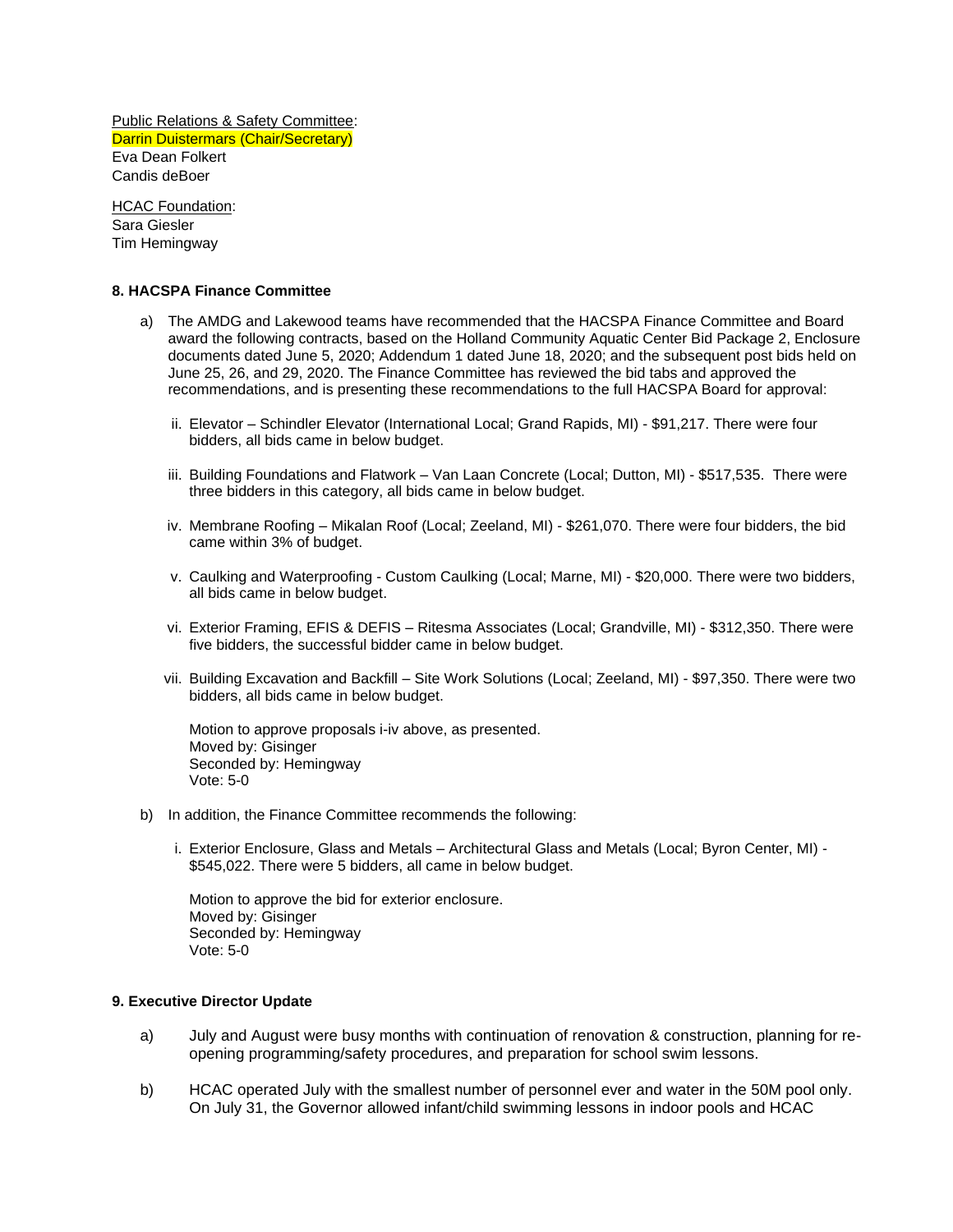Public Relations & Safety Committee:
Darrin Duistermars (Chair/Secretary)
Eva Dean Folkert
Candis deBoer

HCAC Foundation:
Sara Giesler
Tim Hemingway

**8. HACSPA Finance Committee**

a) The AMDG and Lakewood teams have recommended that the HACSPA Finance Committee and Board award the following contracts, based on the Holland Community Aquatic Center Bid Package 2, Enclosure documents dated June 5, 2020; Addendum 1 dated June 18, 2020; and the subsequent post bids held on June 25, 26, and 29, 2020. The Finance Committee has reviewed the bid tabs and approved the recommendations, and is presenting these recommendations to the full HACSPA Board for approval:

   ii. Elevator – Schindler Elevator (International Local; Grand Rapids, MI) - $91,217. There were four bidders, all bids came in below budget.

   iii. Building Foundations and Flatwork – Van Laan Concrete (Local; Dutton, MI) - $517,535. There were three bidders in this category, all bids came in below budget.

   iv. Membrane Roofing – Mikalan Roof (Local; Zeeland, MI) - $261,070. There were four bidders, the bid came within 3% of budget.

   v. Caulking and Waterproofing - Custom Caulking (Local; Marne, MI) - $20,000. There were two bidders, all bids came in below budget.

   vi. Exterior Framing, EFIS & DEFIS – Ritesma Associates (Local; Grandville, MI) - $312,350. There were five bidders, the successful bidder came in below budget.

   vii. Building Excavation and Backfill – Site Work Solutions (Local; Zeeland, MI) - $97,350. There were two bidders, all bids came in below budget.

   Motion to approve proposals i-iv above, as presented.
   Moved by: Gisinger
   Seconded by: Hemingway
   Vote: 5-0

b) In addition, the Finance Committee recommends the following:

   i. Exterior Enclosure, Glass and Metals – Architectural Glass and Metals (Local; Byron Center, MI) - $545,022. There were 5 bidders, all came in below budget.

   Motion to approve the bid for exterior enclosure.
   Moved by: Gisinger
   Seconded by: Hemingway
   Vote: 5-0

**9. Executive Director Update**

a) July and August were busy months with continuation of renovation & construction, planning for re-opening programming/safety procedures, and preparation for school swim lessons.

b) HCAC operated July with the smallest number of personnel ever and water in the 50M pool only. On July 31, the Governor allowed infant/child swimming lessons in indoor pools and HCAC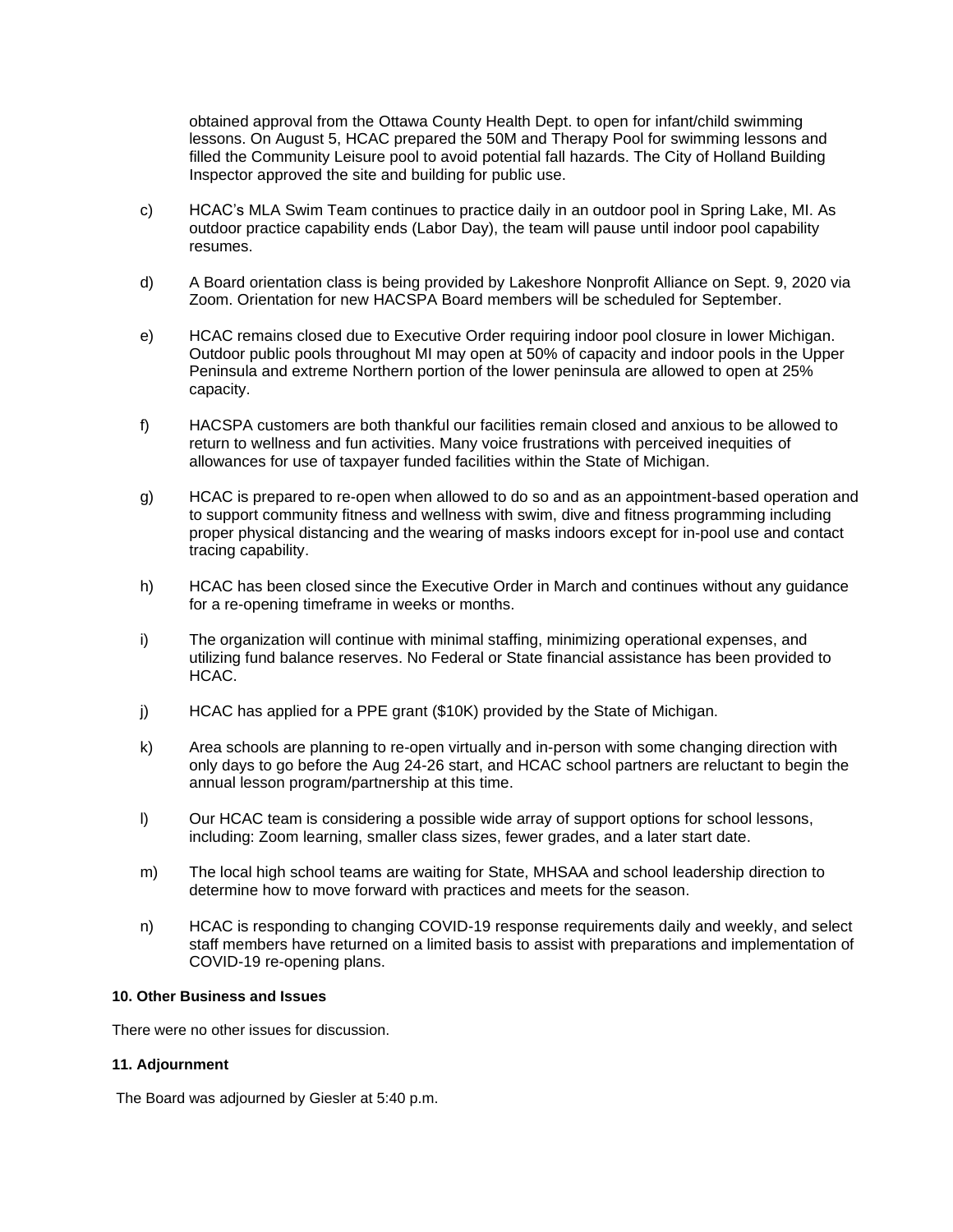obtained approval from the Ottawa County Health Dept. to open for infant/child swimming lessons. On August 5, HCAC prepared the 50M and Therapy Pool for swimming lessons and filled the Community Leisure pool to avoid potential fall hazards. The City of Holland Building Inspector approved the site and building for public use.

c) HCAC's MLA Swim Team continues to practice daily in an outdoor pool in Spring Lake, MI. As outdoor practice capability ends (Labor Day), the team will pause until indoor pool capability resumes.

d) A Board orientation class is being provided by Lakeshore Nonprofit Alliance on Sept. 9, 2020 via Zoom. Orientation for new HACSPA Board members will be scheduled for September.

e) HCAC remains closed due to Executive Order requiring indoor pool closure in lower Michigan. Outdoor public pools throughout MI may open at 50% of capacity and indoor pools in the Upper Peninsula and extreme Northern portion of the lower peninsula are allowed to open at 25% capacity.

f) HACSPA customers are both thankful our facilities remain closed and anxious to be allowed to return to wellness and fun activities. Many voice frustrations with perceived inequities of allowances for use of taxpayer funded facilities within the State of Michigan.

g) HCAC is prepared to re-open when allowed to do so and as an appointment-based operation and to support community fitness and wellness with swim, dive and fitness programming including proper physical distancing and the wearing of masks indoors except for in-pool use and contact tracing capability.

h) HCAC has been closed since the Executive Order in March and continues without any guidance for a re-opening timeframe in weeks or months.

i) The organization will continue with minimal staffing, minimizing operational expenses, and utilizing fund balance reserves. No Federal or State financial assistance has been provided to HCAC.

j) HCAC has applied for a PPE grant ($10K) provided by the State of Michigan.

k) Area schools are planning to re-open virtually and in-person with some changing direction with only days to go before the Aug 24-26 start, and HCAC school partners are reluctant to begin the annual lesson program/partnership at this time.

l) Our HCAC team is considering a possible wide array of support options for school lessons, including: Zoom learning, smaller class sizes, fewer grades, and a later start date.

m) The local high school teams are waiting for State, MHSAA and school leadership direction to determine how to move forward with practices and meets for the season.

n) HCAC is responding to changing COVID-19 response requirements daily and weekly, and select staff members have returned on a limited basis to assist with preparations and implementation of COVID-19 re-opening plans.

**10. Other Business and Issues**

There were no other issues for discussion.

**11. Adjournment**

The Board was adjourned by Giesler at 5:40 p.m.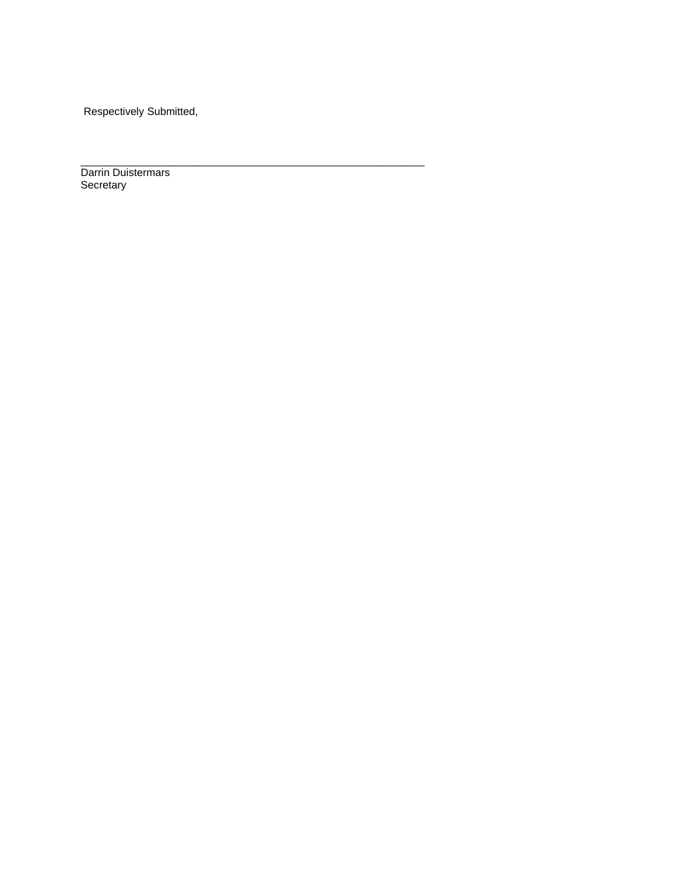Respectively Submitted,

\_\_\_\_\_\_\_\_\_\_\_\_\_\_\_\_\_\_\_\_\_\_\_\_\_\_\_\_\_\_\_\_\_\_\_\_\_\_\_\_\_\_\_\_\_\_\_\_\_\_\_\_\_\_\_\_\_\_\_\_\_\_

Darrin Duistermars
Secretary